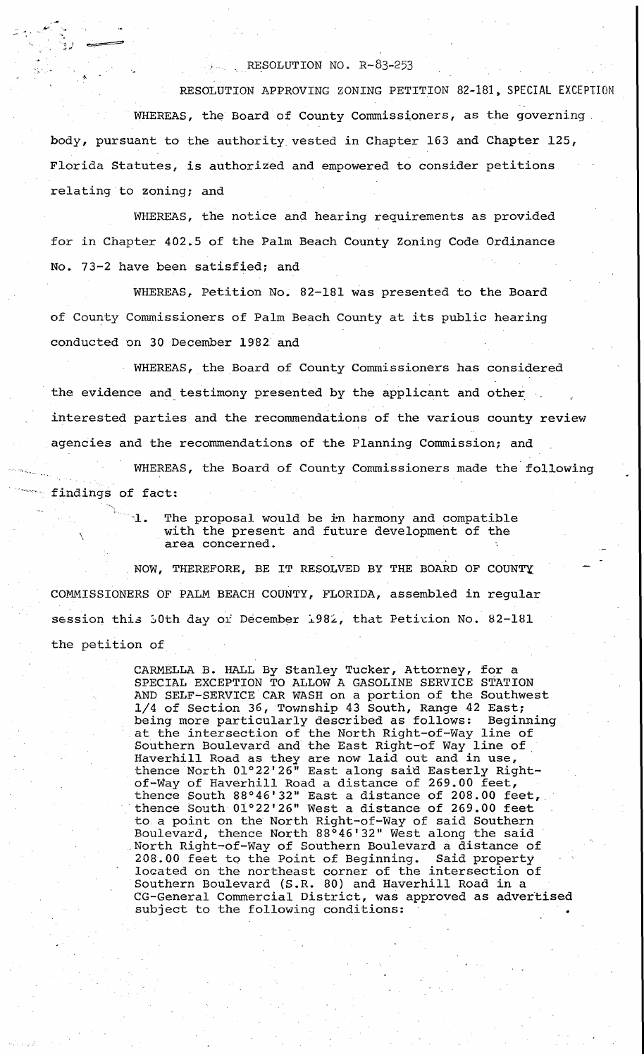RESOLUTION NO. R-83-253

RESOLUTION APPROVING ZONING PETITION 82-181, SPECIAL EXCEPTION

WHEREAS, the Board of County Commissioners, as the governing body, pursuant to the authority vested in Chapter 163 and Chapter 125, Florida Statutes, is authorized and empowered to consider petitions relating to zoning; and

WHEREAS, the notice and hearing requirements as provided for in Chapter 402.5 of the Palm Beach County Zoning Code Ordinance No. 73-2 have been satisfied; and

WHEREAS, Petition No. 82-181 was presented to the Board of County Commissioners of Palm Beach County at its public hearing conducted on 30 December 1982 and

WHEREAS, the Board of County Commissioners has considered the evidence and testimony presented by the applicant and other interested parties and the recommendations of the various county review agencies and the recommendations of the Planning Commission; and

WHEREAS, the Board of County Commissioners made the following findings of fact:

1. The proposal would be in harmony and compatible with the present and future development of the area concerned.

NOW, THEREFORE, BE IT RESOLVED BY THE BOARD OF COUNTY COMMISSIONERS OF PALM BEACH COUNTY, FLORIDA, assembled in regular session this 30th day of December 1982, that Petition No. 82-181 the petition of

> CARMELLA B. HALL By Stanley Tucker, Attorney, for a SPECIAL EXCEPTION TO ALLOW A GASOLINE SERVICE STATION AND SELF-SERVICE CAR WASH on a portion of the Southwest 1/4 of Section 36, Township 43 South, Range 42 East; being more particularly described as follows: Beginning at the intersection of the North Right-of-Way line of Southern Boulevard and the East Right-of Way line of Haverhill Road as they are now laid out and in use, thence North 01°22'26" East along said Easterly Right-of-Way of Haverhill Road a distance of 269.00 feet, thence South 88°46'32" East a distance of 208.00 feet, thence South 01°22'26" West a distance of 269.00 feet to a point on the North Right-of-Way of said Southern Boulevard, thence North 88°46'32" West along the said North Right-of-Way of Southern Boulevard a distance of 208.00 feet to the Point of Beginning. Said property located on the northeast corner of the intersection of Southern Boulevard (S.R. 80) and Haverhill Road in a CG-General Commercial District, was approved as advertised subject to the following conditions: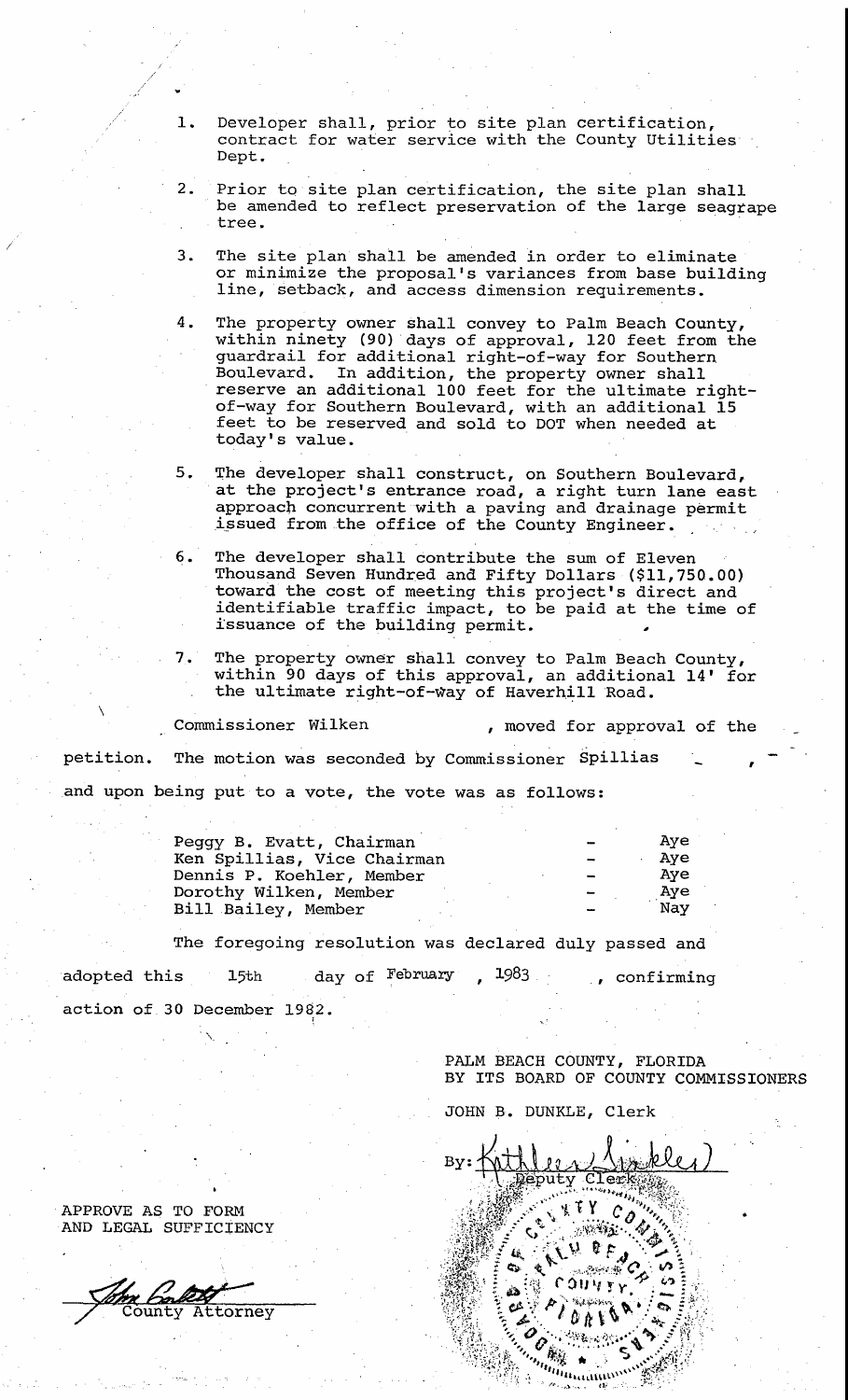1. Developer shall, prior to site plan certification, contract for water service with the County Utilities Dept.

2. Prior to site plan certification, the site plan shall be amended to reflect preservation of the large seagrape tree.

3. The site plan shall be amended in order to eliminate or minimize the proposal's variances from base building line, setback, and access dimension requirements.

4. The property owner shall convey to Palm Beach County, within ninety (90) days of approval, 120 feet from the guardrail for additional right-of-way for Southern Boulevard. In addition, the property owner shall reserve an additional 100 feet for the ultimate right-of-way for Southern Boulevard, with an additional 15 feet to be reserved and sold to DOT when needed at today's value.

5. The developer shall construct, on Southern Boulevard, at the project's entrance road, a right turn lane east approach concurrent with a paving and drainage permit issued from the office of the County Engineer.

6. The developer shall contribute the sum of Eleven Thousand Seven Hundred and Fifty Dollars ($11,750.00) toward the cost of meeting this project's direct and identifiable traffic impact, to be paid at the time of issuance of the building permit.

7. The property owner shall convey to Palm Beach County, within 90 days of this approval, an additional 14' for the ultimate right-of-way of Haverhill Road.

Commissioner Wilken, moved for approval of the petition. The motion was seconded by Commissioner Spillias, and upon being put to a vote, the vote was as follows:

| | | |
|---|---|---|
| Peggy B. Evatt, Chairman | - | Aye |
| Ken Spillias, Vice Chairman | - | Aye |
| Dennis P. Koehler, Member | - | Aye |
| Dorothy Wilken, Member | - | Aye |
| Bill Bailey, Member | - | Nay |

The foregoing resolution was declared duly passed and adopted this 15th day of February, 1983, confirming action of 30 December 1982.

PALM BEACH COUNTY, FLORIDA
BY ITS BOARD OF COUNTY COMMISSIONERS

JOHN B. DUNKLE, Clerk

By: Kathleen Linkler
Deputy Clerk

APPROVE AS TO FORM
AND LEGAL SUFFICIENCY

John Cobb
County Attorney